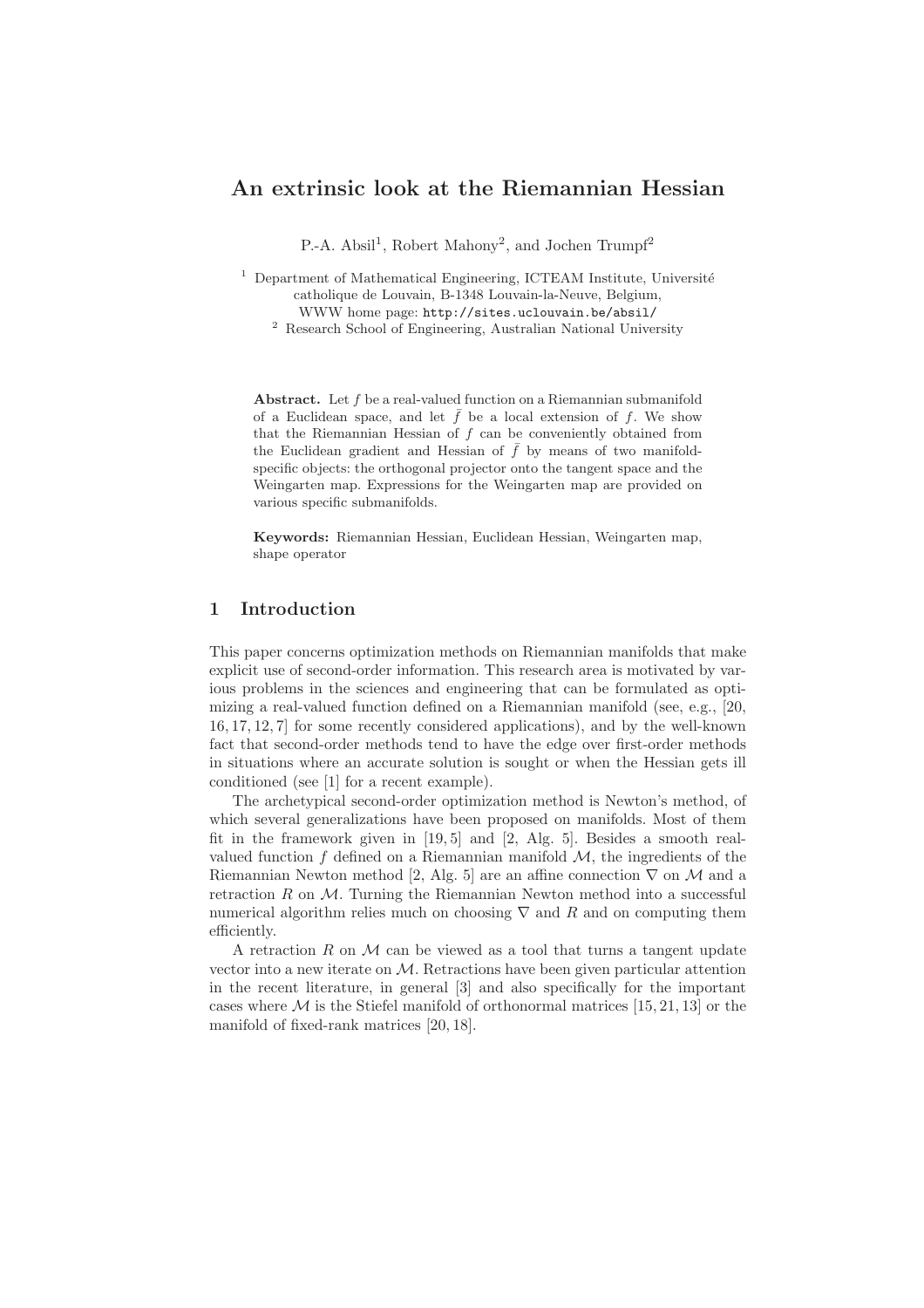# An extrinsic look at the Riemannian Hessian

P.-A. Absil[1], Robert Mahony[2], and Jochen Trumpf[2]

[1] Department of Mathematical Engineering, ICTEAM Institute, Université catholique de Louvain, B-1348 Louvain-la-Neuve, Belgium,
WWW home page: http://sites.uclouvain.be/absil/

[2] Research School of Engineering, Australian National University

**Abstract.** Let $f$ be a real-valued function on a Riemannian submanifold of a Euclidean space, and let $\bar{f}$ be a local extension of $f$. We show that the Riemannian Hessian of $f$ can be conveniently obtained from the Euclidean gradient and Hessian of $\bar{f}$ by means of two manifold-specific objects: the orthogonal projector onto the tangent space and the Weingarten map. Expressions for the Weingarten map are provided on various specific submanifolds.

**Keywords:** Riemannian Hessian, Euclidean Hessian, Weingarten map, shape operator

## 1 Introduction

This paper concerns optimization methods on Riemannian manifolds that make explicit use of second-order information. This research area is motivated by various problems in the sciences and engineering that can be formulated as optimizing a real-valued function defined on a Riemannian manifold (see, e.g., [20, 16, 17, 12, 7] for some recently considered applications), and by the well-known fact that second-order methods tend to have the edge over first-order methods in situations where an accurate solution is sought or when the Hessian gets ill conditioned (see [1] for a recent example).

The archetypical second-order optimization method is Newton's method, of which several generalizations have been proposed on manifolds. Most of them fit in the framework given in [19, 5] and [2, Alg. 5]. Besides a smooth real-valued function $f$ defined on a Riemannian manifold $\mathcal{M}$, the ingredients of the Riemannian Newton method [2, Alg. 5] are an affine connection $\nabla$ on $\mathcal{M}$ and a retraction $R$ on $\mathcal{M}$. Turning the Riemannian Newton method into a successful numerical algorithm relies much on choosing $\nabla$ and $R$ and on computing them efficiently.

A retraction $R$ on $\mathcal{M}$ can be viewed as a tool that turns a tangent update vector into a new iterate on $\mathcal{M}$. Retractions have been given particular attention in the recent literature, in general [3] and also specifically for the important cases where $\mathcal{M}$ is the Stiefel manifold of orthonormal matrices [15, 21, 13] or the manifold of fixed-rank matrices [20, 18].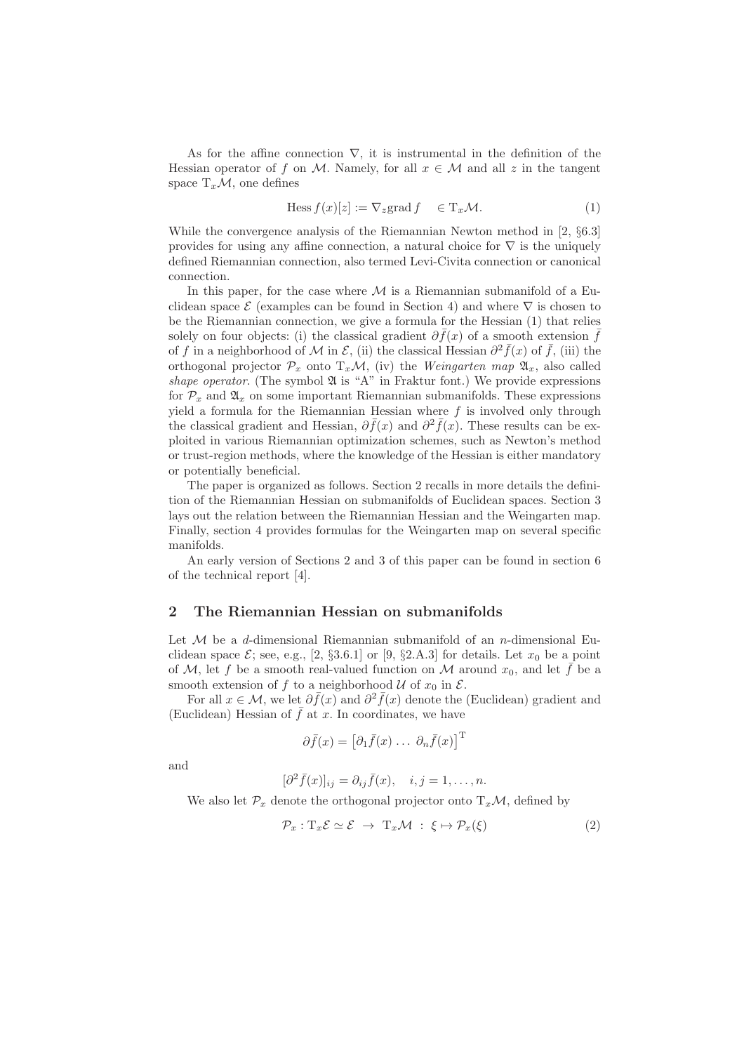As for the affine connection $\nabla$, it is instrumental in the definition of the Hessian operator of $f$ on $\mathcal{M}$. Namely, for all $x \in \mathcal{M}$ and all $z$ in the tangent space $\mathrm{T}_x\mathcal{M}$, one defines

$$\operatorname{Hess} f(x)[z] := \nabla_z \operatorname{grad} f \quad \in \mathrm{T}_x\mathcal{M}. \tag{1}$$

While the convergence analysis of the Riemannian Newton method in [2, §6.3] provides for using any affine connection, a natural choice for $\nabla$ is the uniquely defined Riemannian connection, also termed Levi-Civita connection or canonical connection.

In this paper, for the case where $\mathcal{M}$ is a Riemannian submanifold of a Euclidean space $\mathcal{E}$ (examples can be found in Section 4) and where $\nabla$ is chosen to be the Riemannian connection, we give a formula for the Hessian (1) that relies solely on four objects: (i) the classical gradient $\partial \bar{f}(x)$ of a smooth extension $\bar{f}$ of $f$ in a neighborhood of $\mathcal{M}$ in $\mathcal{E}$, (ii) the classical Hessian $\partial^2 \bar{f}(x)$ of $\bar{f}$, (iii) the orthogonal projector $\mathcal{P}_x$ onto $\mathrm{T}_x\mathcal{M}$, (iv) the *Weingarten map* $\mathfrak{A}_x$, also called *shape operator*. (The symbol $\mathfrak{A}$ is "A" in Fraktur font.) We provide expressions for $\mathcal{P}_x$ and $\mathfrak{A}_x$ on some important Riemannian submanifolds. These expressions yield a formula for the Riemannian Hessian where $f$ is involved only through the classical gradient and Hessian, $\partial \bar{f}(x)$ and $\partial^2 \bar{f}(x)$. These results can be exploited in various Riemannian optimization schemes, such as Newton's method or trust-region methods, where the knowledge of the Hessian is either mandatory or potentially beneficial.

The paper is organized as follows. Section 2 recalls in more details the definition of the Riemannian Hessian on submanifolds of Euclidean spaces. Section 3 lays out the relation between the Riemannian Hessian and the Weingarten map. Finally, section 4 provides formulas for the Weingarten map on several specific manifolds.

An early version of Sections 2 and 3 of this paper can be found in section 6 of the technical report [4].

## 2 The Riemannian Hessian on submanifolds

Let $\mathcal{M}$ be a $d$-dimensional Riemannian submanifold of an $n$-dimensional Euclidean space $\mathcal{E}$; see, e.g., [2, §3.6.1] or [9, §2.A.3] for details. Let $x_0$ be a point of $\mathcal{M}$, let $f$ be a smooth real-valued function on $\mathcal{M}$ around $x_0$, and let $\bar{f}$ be a smooth extension of $f$ to a neighborhood $\mathcal{U}$ of $x_0$ in $\mathcal{E}$.

For all $x \in \mathcal{M}$, we let $\partial \bar{f}(x)$ and $\partial^2 \bar{f}(x)$ denote the (Euclidean) gradient and (Euclidean) Hessian of $\bar{f}$ at $x$. In coordinates, we have

$$\partial \bar{f}(x) = \begin{bmatrix} \partial_1 \bar{f}(x) \ldots \partial_n \bar{f}(x) \end{bmatrix}^{\mathrm{T}}$$

and

$$[\partial^2 \bar{f}(x)]_{ij} = \partial_{ij} \bar{f}(x), \quad i, j = 1, \ldots, n.$$

We also let $\mathcal{P}_x$ denote the orthogonal projector onto $\mathrm{T}_x\mathcal{M}$, defined by

$$\mathcal{P}_x : \mathrm{T}_x\mathcal{E} \simeq \mathcal{E} \ \to \ \mathrm{T}_x\mathcal{M} \ : \ \xi \mapsto \mathcal{P}_x(\xi) \tag{2}$$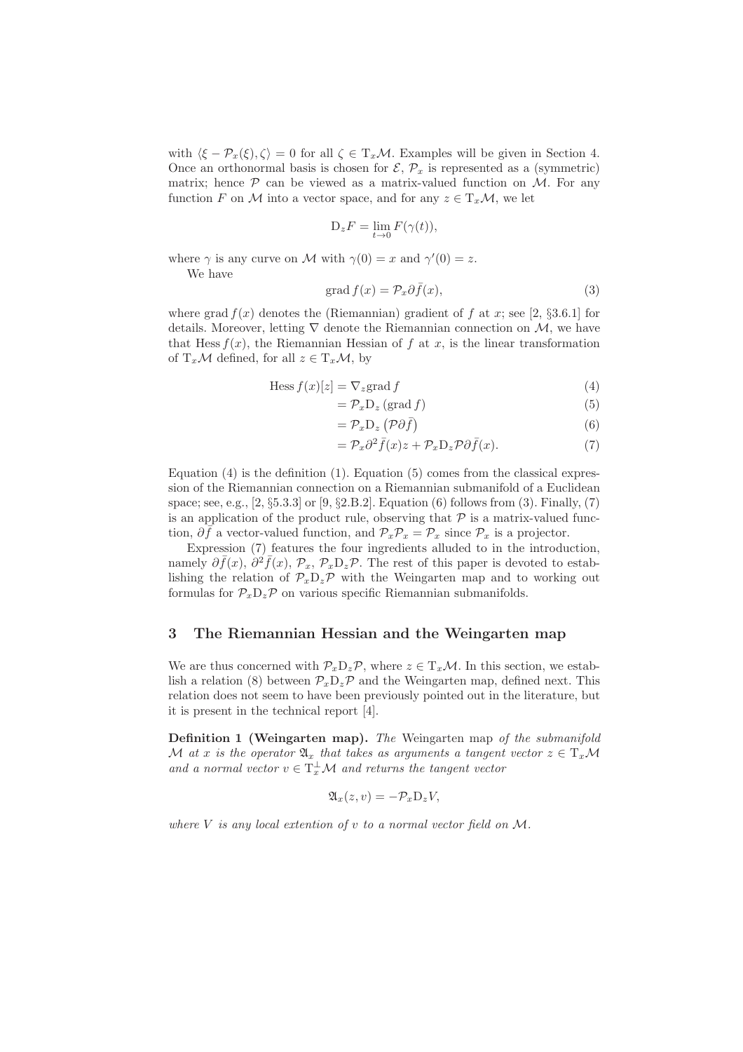with $\langle \xi - \mathcal{P}_x(\xi), \zeta \rangle = 0$ for all $\zeta \in \mathrm{T}_x\mathcal{M}$. Examples will be given in Section 4. Once an orthonormal basis is chosen for $\mathcal{E}$, $\mathcal{P}_x$ is represented as a (symmetric) matrix; hence $\mathcal{P}$ can be viewed as a matrix-valued function on $\mathcal{M}$. For any function $F$ on $\mathcal{M}$ into a vector space, and for any $z \in \mathrm{T}_x\mathcal{M}$, we let

$$\mathrm{D}_z F = \lim_{t \to 0} F(\gamma(t)),$$

where $\gamma$ is any curve on $\mathcal{M}$ with $\gamma(0) = x$ and $\gamma'(0) = z$.

We have

$$\operatorname{grad} f(x) = \mathcal{P}_x \partial \bar{f}(x), \tag{3}$$

where $\operatorname{grad} f(x)$ denotes the (Riemannian) gradient of $f$ at $x$; see [2, §3.6.1] for details. Moreover, letting $\nabla$ denote the Riemannian connection on $\mathcal{M}$, we have that $\operatorname{Hess} f(x)$, the Riemannian Hessian of $f$ at $x$, is the linear transformation of $\mathrm{T}_x\mathcal{M}$ defined, for all $z \in \mathrm{T}_x\mathcal{M}$, by

$$\operatorname{Hess} f(x)[z] = \nabla_z \operatorname{grad} f \tag{4}$$

$$= \mathcal{P}_x \mathrm{D}_z \left(\operatorname{grad} f\right) \tag{5}$$

$$= \mathcal{P}_x \mathrm{D}_z \left(\mathcal{P} \partial \bar{f}\right) \tag{6}$$

$$= \mathcal{P}_x \partial^2 \bar{f}(x) z + \mathcal{P}_x \mathrm{D}_z \mathcal{P} \partial \bar{f}(x). \tag{7}$$

Equation (4) is the definition (1). Equation (5) comes from the classical expression of the Riemannian connection on a Riemannian submanifold of a Euclidean space; see, e.g., [2, §5.3.3] or [9, §2.B.2]. Equation (6) follows from (3). Finally, (7) is an application of the product rule, observing that $\mathcal{P}$ is a matrix-valued function, $\partial \bar{f}$ a vector-valued function, and $\mathcal{P}_x \mathcal{P}_x = \mathcal{P}_x$ since $\mathcal{P}_x$ is a projector.

Expression (7) features the four ingredients alluded to in the introduction, namely $\partial \bar{f}(x)$, $\partial^2 \bar{f}(x)$, $\mathcal{P}_x$, $\mathcal{P}_x \mathrm{D}_z \mathcal{P}$. The rest of this paper is devoted to establishing the relation of $\mathcal{P}_x \mathrm{D}_z \mathcal{P}$ with the Weingarten map and to working out formulas for $\mathcal{P}_x \mathrm{D}_z \mathcal{P}$ on various specific Riemannian submanifolds.

## 3 The Riemannian Hessian and the Weingarten map

We are thus concerned with $\mathcal{P}_x \mathrm{D}_z \mathcal{P}$, where $z \in \mathrm{T}_x\mathcal{M}$. In this section, we establish a relation (8) between $\mathcal{P}_x \mathrm{D}_z \mathcal{P}$ and the Weingarten map, defined next. This relation does not seem to have been previously pointed out in the literature, but it is present in the technical report [4].

**Definition 1 (Weingarten map).** *The* Weingarten map *of the submanifold $\mathcal{M}$ at $x$ is the operator $\mathfrak{A}_x$ that takes as arguments a tangent vector $z \in \mathrm{T}_x\mathcal{M}$ and a normal vector $v \in \mathrm{T}_x^\perp\mathcal{M}$ and returns the tangent vector*

$$\mathfrak{A}_x(z, v) = -\mathcal{P}_x \mathrm{D}_z V,$$

*where $V$ is any local extention of $v$ to a normal vector field on $\mathcal{M}$.*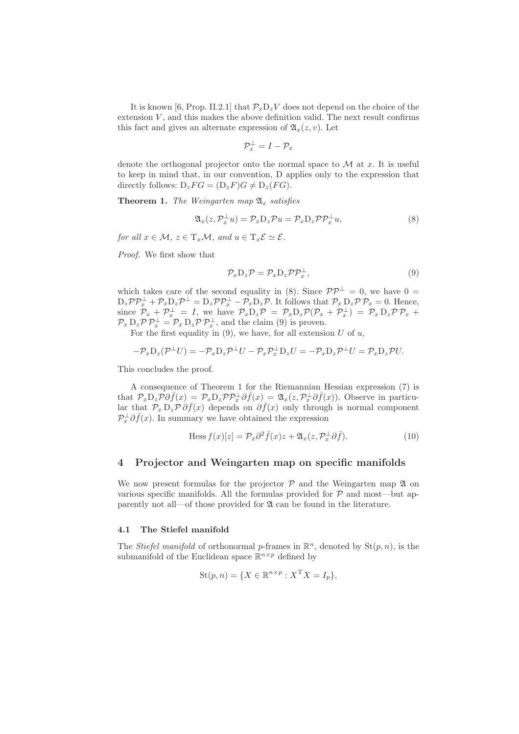It is known [6, Prop. II.2.1] that $\mathcal{P}_x \mathrm{D}_z V$ does not depend on the choice of the extension $V$, and this makes the above definition valid. The next result confirms this fact and gives an alternate expression of $\mathfrak{A}_x(z, v)$. Let

$$\mathcal{P}_x^\perp = I - \mathcal{P}_x$$

denote the orthogonal projector onto the normal space to $\mathcal{M}$ at $x$. It is useful to keep in mind that, in our convention, D applies only to the expression that directly follows: $\mathrm{D}_z FG = (\mathrm{D}_z F)G \neq \mathrm{D}_z(FG)$.

**Theorem 1.** *The Weingarten map* $\mathfrak{A}_x$ *satisfies*

$$\mathfrak{A}_x(z, \mathcal{P}_x^\perp u) = \mathcal{P}_x \mathrm{D}_z \mathcal{P} u = \mathcal{P}_x \mathrm{D}_z \mathcal{P} \mathcal{P}_x^\perp u, \tag{8}$$

*for all* $x \in \mathcal{M}$*,* $z \in \mathrm{T}_x\mathcal{M}$*, and* $u \in \mathrm{T}_x\mathcal{E} \simeq \mathcal{E}$*.*

*Proof.* We first show that

$$\mathcal{P}_x \mathrm{D}_z \mathcal{P} = \mathcal{P}_x \mathrm{D}_z \mathcal{P} \mathcal{P}_x^\perp, \tag{9}$$

which takes care of the second equality in (8). Since $\mathcal{P}\mathcal{P}^\perp = 0$, we have $0 = \mathrm{D}_z \mathcal{P} \mathcal{P}_x^\perp + \mathcal{P}_x \mathrm{D}_z \mathcal{P}^\perp = \mathrm{D}_z \mathcal{P} \mathcal{P}_x^\perp - \mathcal{P}_x \mathrm{D}_z \mathcal{P}$. It follows that $\mathcal{P}_x \, \mathrm{D}_z \mathcal{P} \, \mathcal{P}_x = 0$. Hence, since $\mathcal{P}_x + \mathcal{P}_x^\perp = I$, we have $\mathcal{P}_x \mathrm{D}_z \mathcal{P} = \mathcal{P}_x \mathrm{D}_z \mathcal{P}(\mathcal{P}_x + \mathcal{P}_x^\perp) = \mathcal{P}_x \, \mathrm{D}_z \mathcal{P} \, \mathcal{P}_x + \mathcal{P}_x \, \mathrm{D}_z \mathcal{P} \, \mathcal{P}_x^\perp = \mathcal{P}_x \, \mathrm{D}_z \mathcal{P} \, \mathcal{P}_x^\perp$, and the claim (9) is proven.

For the first equality in (9), we have, for all extension $U$ of $u$,

$$-\mathcal{P}_x \mathrm{D}_z (\mathcal{P}^\perp U) = -\mathcal{P}_x \mathrm{D}_z \mathcal{P}^\perp U - \mathcal{P}_x \mathcal{P}_x^\perp \mathrm{D}_z U = -\mathcal{P}_x \mathrm{D}_z \mathcal{P}^\perp U = \mathcal{P}_x \mathrm{D}_z \mathcal{P} U.$$

This concludes the proof.

A consequence of Theorem 1 for the Riemannian Hessian expression (7) is that $\mathcal{P}_x \mathrm{D}_z \mathcal{P} \partial \bar{f}(x) = \mathcal{P}_x \mathrm{D}_z \mathcal{P} \mathcal{P}_x^\perp \partial \bar{f}(x) = \mathfrak{A}_x(z, \mathcal{P}_x^\perp \partial \bar{f}(x))$. Observe in particular that $\mathcal{P}_x \, \mathrm{D}_z \mathcal{P} \, \partial \bar{f}(x)$ depends on $\partial \bar{f}(x)$ only through is normal component $\mathcal{P}_x^\perp \partial \bar{f}(x)$. In summary we have obtained the expression

$$\operatorname{Hess} f(x)[z] = \mathcal{P}_x \partial^2 \bar{f}(x) z + \mathfrak{A}_x(z, \mathcal{P}_x^\perp \partial \bar{f}). \tag{10}$$

## 4 Projector and Weingarten map on specific manifolds

We now present formulas for the projector $\mathcal{P}$ and the Weingarten map $\mathfrak{A}$ on various specific manifolds. All the formulas provided for $\mathcal{P}$ and most—but apparently not all—of those provided for $\mathfrak{A}$ can be found in the literature.

### 4.1 The Stiefel manifold

The *Stiefel manifold* of orthonormal $p$-frames in $\mathbb{R}^n$, denoted by $\mathrm{St}(p, n)$, is the submanifold of the Euclidean space $\mathbb{R}^{n \times p}$ defined by

$$\mathrm{St}(p, n) = \{X \in \mathbb{R}^{n \times p} : X^\mathrm{T} X = I_p\},$$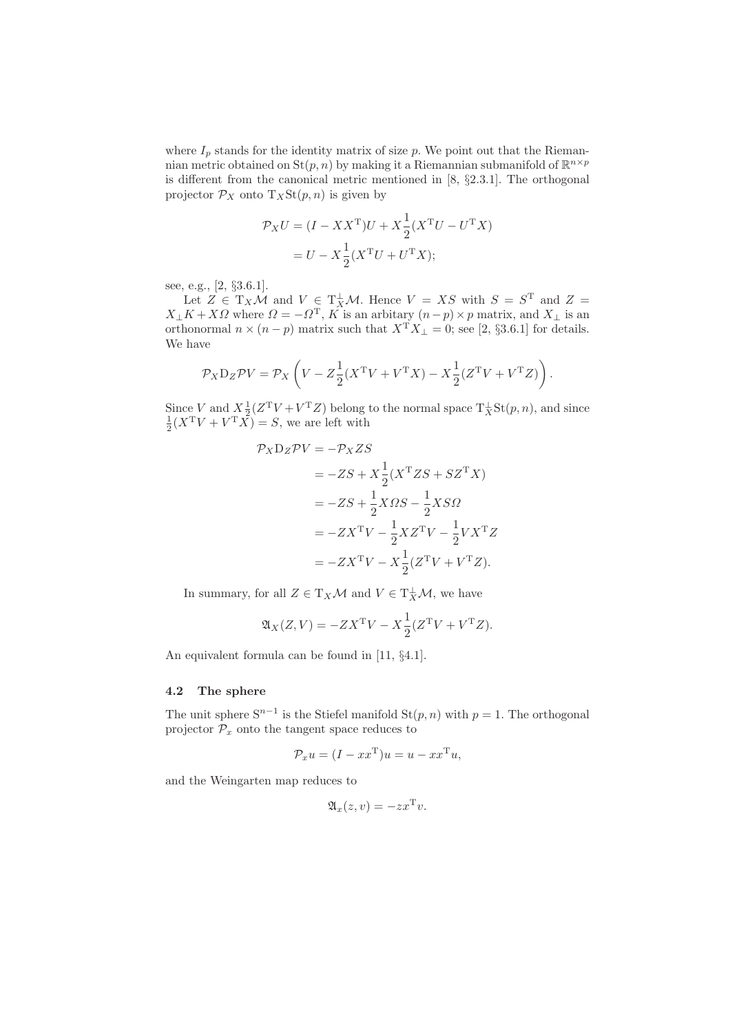where $I_p$ stands for the identity matrix of size $p$. We point out that the Riemannian metric obtained on $\mathrm{St}(p,n)$ by making it a Riemannian submanifold of $\mathbb{R}^{n\times p}$ is different from the canonical metric mentioned in [8, §2.3.1]. The orthogonal projector $\mathcal{P}_X$ onto $\mathrm{T}_X\mathrm{St}(p,n)$ is given by

$$
\begin{aligned}
\mathcal{P}_X U &= (I - XX^{\mathrm{T}})U + X\frac{1}{2}(X^{\mathrm{T}}U - U^{\mathrm{T}}X) \\
&= U - X\frac{1}{2}(X^{\mathrm{T}}U + U^{\mathrm{T}}X);
\end{aligned}
$$

see, e.g., [2, §3.6.1].

Let $Z \in \mathrm{T}_X\mathcal{M}$ and $V \in \mathrm{T}_X^{\perp}\mathcal{M}$. Hence $V = XS$ with $S = S^{\mathrm{T}}$ and $Z = X_{\perp}K + X\Omega$ where $\Omega = -\Omega^{\mathrm{T}}$, $K$ is an arbitary $(n-p)\times p$ matrix, and $X_{\perp}$ is an orthonormal $n \times (n-p)$ matrix such that $X^{\mathrm{T}}X_{\perp} = 0$; see [2, §3.6.1] for details. We have

$$
\mathcal{P}_X \mathrm{D}_Z \mathcal{P} V = \mathcal{P}_X \left( V - Z\frac{1}{2}(X^{\mathrm{T}}V + V^{\mathrm{T}}X) - X\frac{1}{2}(Z^{\mathrm{T}}V + V^{\mathrm{T}}Z) \right).
$$

Since $V$ and $X\frac{1}{2}(Z^{\mathrm{T}}V + V^{\mathrm{T}}Z)$ belong to the normal space $\mathrm{T}_X^{\perp}\mathrm{St}(p,n)$, and since $\frac{1}{2}(X^{\mathrm{T}}V + V^{\mathrm{T}}X) = S$, we are left with

$$
\begin{aligned}
\mathcal{P}_X \mathrm{D}_Z \mathcal{P} V &= -\mathcal{P}_X ZS \\
&= -ZS + X\frac{1}{2}(X^{\mathrm{T}}ZS + SZ^{\mathrm{T}}X) \\
&= -ZS + \frac{1}{2}X\Omega S - \frac{1}{2}XS\Omega \\
&= -ZX^{\mathrm{T}}V - \frac{1}{2}XZ^{\mathrm{T}}V - \frac{1}{2}VX^{\mathrm{T}}Z \\
&= -ZX^{\mathrm{T}}V - X\frac{1}{2}(Z^{\mathrm{T}}V + V^{\mathrm{T}}Z).
\end{aligned}
$$

In summary, for all $Z \in \mathrm{T}_X\mathcal{M}$ and $V \in \mathrm{T}_X^{\perp}\mathcal{M}$, we have

$$
\mathfrak{A}_X(Z,V) = -ZX^{\mathrm{T}}V - X\frac{1}{2}(Z^{\mathrm{T}}V + V^{\mathrm{T}}Z).
$$

An equivalent formula can be found in [11, §4.1].

### 4.2 The sphere

The unit sphere $\mathrm{S}^{n-1}$ is the Stiefel manifold $\mathrm{St}(p,n)$ with $p=1$. The orthogonal projector $\mathcal{P}_x$ onto the tangent space reduces to

$$
\mathcal{P}_x u = (I - xx^{\mathrm{T}})u = u - xx^{\mathrm{T}}u,
$$

and the Weingarten map reduces to

$$
\mathfrak{A}_x(z,v) = -zx^{\mathrm{T}}v.
$$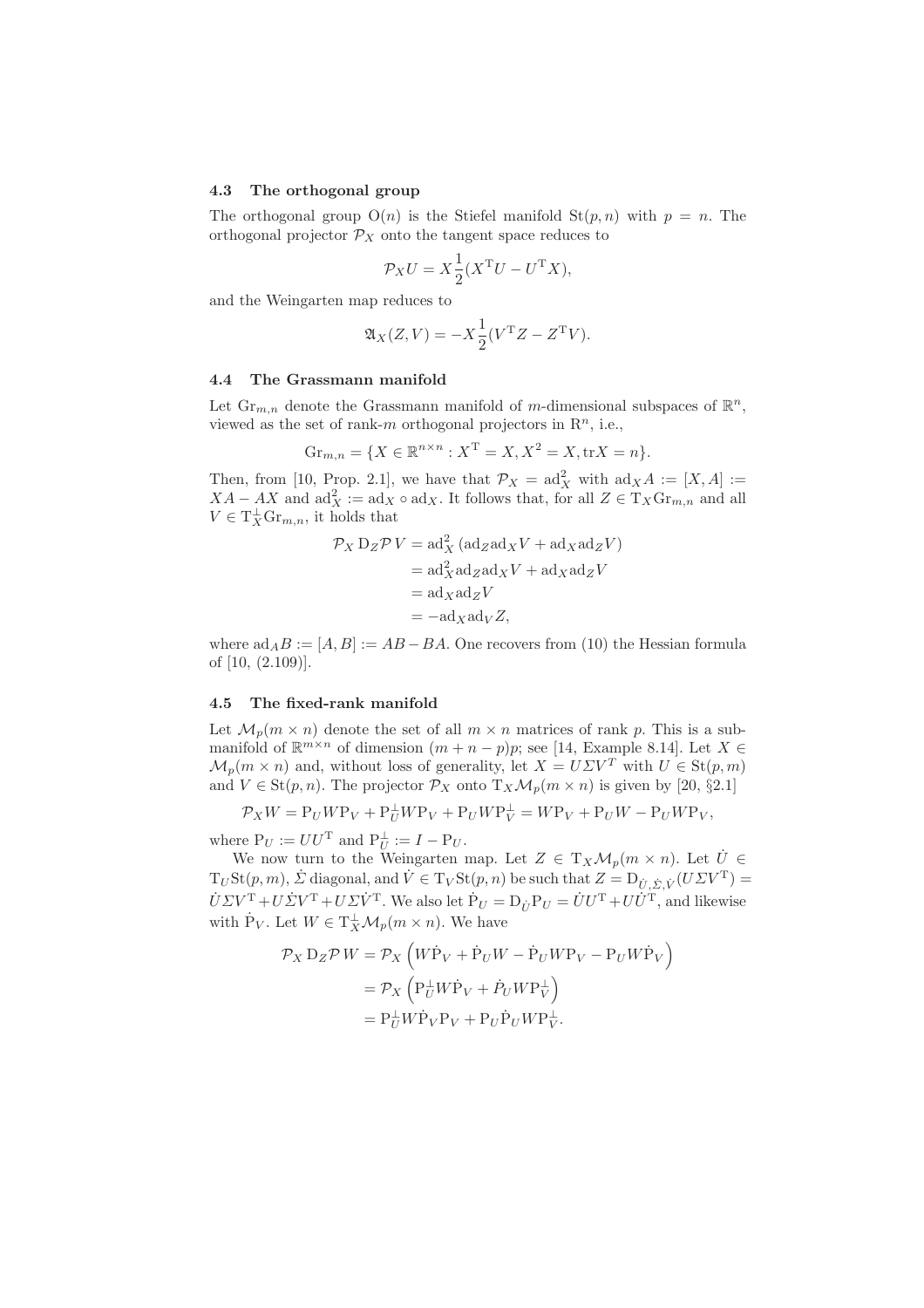### 4.3 The orthogonal group

The orthogonal group $\mathrm{O}(n)$ is the Stiefel manifold $\mathrm{St}(p,n)$ with $p = n$. The orthogonal projector $\mathcal{P}_X$ onto the tangent space reduces to

$$\mathcal{P}_X U = X\frac{1}{2}(X^{\mathrm{T}}U - U^{\mathrm{T}}X),$$

and the Weingarten map reduces to

$$\mathfrak{A}_X(Z,V) = -X\frac{1}{2}(V^{\mathrm{T}}Z - Z^{\mathrm{T}}V).$$

### 4.4 The Grassmann manifold

Let $\mathrm{Gr}_{m,n}$ denote the Grassmann manifold of $m$-dimensional subspaces of $\mathbb{R}^n$, viewed as the set of rank-$m$ orthogonal projectors in $\mathrm{R}^n$, i.e.,

$$\mathrm{Gr}_{m,n} = \{X \in \mathbb{R}^{n\times n} : X^{\mathrm{T}} = X, X^2 = X, \mathrm{tr}X = n\}.$$

Then, from [10, Prop. 2.1], we have that $\mathcal{P}_X = \mathrm{ad}_X^2$ with $\mathrm{ad}_X A := [X,A] := XA - AX$ and $\mathrm{ad}_X^2 := \mathrm{ad}_X \circ \mathrm{ad}_X$. It follows that, for all $Z \in \mathrm{T}_X\mathrm{Gr}_{m,n}$ and all $V \in \mathrm{T}_X^{\perp}\mathrm{Gr}_{m,n}$, it holds that

$$\begin{aligned}
\mathcal{P}_X\,\mathrm{D}_Z\mathcal{P}\,V &= \mathrm{ad}_X^2\left(\mathrm{ad}_Z\mathrm{ad}_X V + \mathrm{ad}_X\mathrm{ad}_Z V\right)\\
&= \mathrm{ad}_X^2\mathrm{ad}_Z\mathrm{ad}_X V + \mathrm{ad}_X\mathrm{ad}_Z V\\
&= \mathrm{ad}_X\mathrm{ad}_Z V\\
&= -\mathrm{ad}_X\mathrm{ad}_V Z,
\end{aligned}$$

where $\mathrm{ad}_A B := [A,B] := AB - BA$. One recovers from (10) the Hessian formula of [10, (2.109)].

### 4.5 The fixed-rank manifold

Let $\mathcal{M}_p(m\times n)$ denote the set of all $m\times n$ matrices of rank $p$. This is a submanifold of $\mathbb{R}^{m\times n}$ of dimension $(m+n-p)p$; see [14, Example 8.14]. Let $X \in \mathcal{M}_p(m\times n)$ and, without loss of generality, let $X = U\Sigma V^T$ with $U \in \mathrm{St}(p,m)$ and $V \in \mathrm{St}(p,n)$. The projector $\mathcal{P}_X$ onto $\mathrm{T}_X\mathcal{M}_p(m\times n)$ is given by [20, §2.1]

$$\mathcal{P}_X W = \mathrm{P}_U W \mathrm{P}_V + \mathrm{P}_U^{\perp} W \mathrm{P}_V + \mathrm{P}_U W \mathrm{P}_V^{\perp} = W\mathrm{P}_V + \mathrm{P}_U W - \mathrm{P}_U W \mathrm{P}_V,$$

where $\mathrm{P}_U := UU^{\mathrm{T}}$ and $\mathrm{P}_U^{\perp} := I - \mathrm{P}_U$.

We now turn to the Weingarten map. Let $Z \in \mathrm{T}_X\mathcal{M}_p(m\times n)$. Let $\dot U \in \mathrm{T}_U\mathrm{St}(p,m)$, $\dot\Sigma$ diagonal, and $\dot V \in \mathrm{T}_V\mathrm{St}(p,n)$ be such that $Z = \mathrm{D}_{\dot U,\dot\Sigma,\dot V}(U\Sigma V^{\mathrm{T}}) = \dot U\Sigma V^{\mathrm{T}} + U\dot\Sigma V^{\mathrm{T}} + U\Sigma\dot V^{\mathrm{T}}$. We also let $\dot{\mathrm{P}}_U = \mathrm{D}_{\dot U}\mathrm{P}_U = \dot U U^{\mathrm{T}} + U\dot U^{\mathrm{T}}$, and likewise with $\dot{\mathrm{P}}_V$. Let $W \in \mathrm{T}_X^{\perp}\mathcal{M}_p(m\times n)$. We have

$$\begin{aligned}
\mathcal{P}_X\,\mathrm{D}_Z\mathcal{P}\,W &= \mathcal{P}_X\left(W\dot{\mathrm{P}}_V + \dot{\mathrm{P}}_U W - \dot{\mathrm{P}}_U W \mathrm{P}_V - \mathrm{P}_U W \dot{\mathrm{P}}_V\right)\\
&= \mathcal{P}_X\left(\mathrm{P}_U^{\perp} W \dot{\mathrm{P}}_V + \dot{P}_U W \mathrm{P}_V^{\perp}\right)\\
&= \mathrm{P}_U^{\perp} W \dot{\mathrm{P}}_V \mathrm{P}_V + \mathrm{P}_U \dot{\mathrm{P}}_U W \mathrm{P}_V^{\perp}.
\end{aligned}$$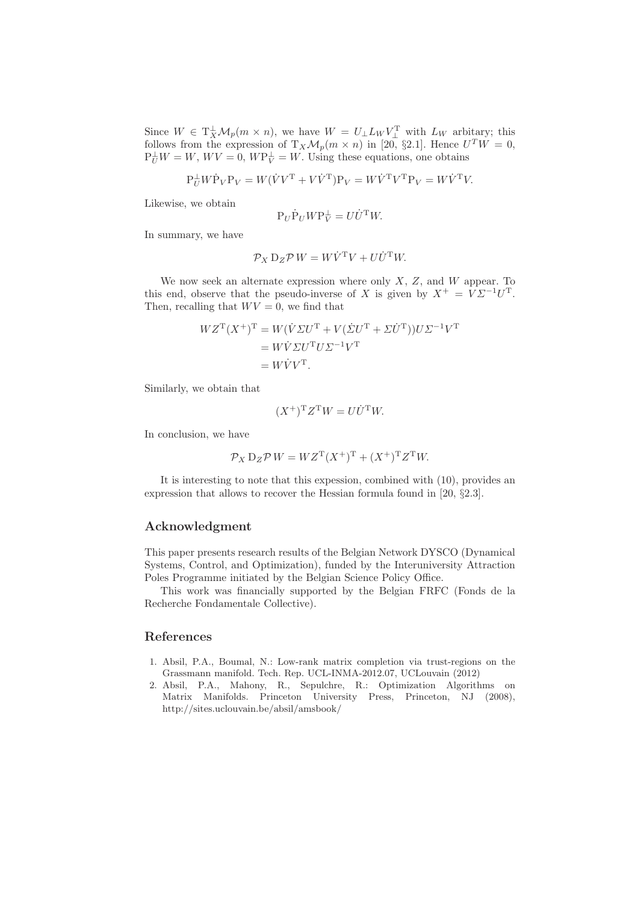Since $W \in \mathrm{T}_X^{\perp}\mathcal{M}_p(m \times n)$, we have $W = U_{\perp} L_W V_{\perp}^{\mathrm{T}}$ with $L_W$ arbitary; this follows from the expression of $\mathrm{T}_X\mathcal{M}_p(m \times n)$ in [20, §2.1]. Hence $U^T W = 0$, $\mathrm{P}_U^{\perp} W = W$, $WV = 0$, $W\mathrm{P}_V^{\perp} = W$. Using these equations, one obtains

$$\mathrm{P}_U^{\perp} W \dot{\mathrm{P}}_V \mathrm{P}_V = W(\dot{V}V^{\mathrm{T}} + V\dot{V}^{\mathrm{T}})\mathrm{P}_V = W\dot{V}^{\mathrm{T}}V^{\mathrm{T}}\mathrm{P}_V = W\dot{V}^{\mathrm{T}}V.$$

Likewise, we obtain

$$\mathrm{P}_U \dot{\mathrm{P}}_U W \mathrm{P}_V^{\perp} = U\dot{U}^{\mathrm{T}}W.$$

In summary, we have

$$\mathcal{P}_X \, \mathrm{D}_Z \mathcal{P}\, W = W\dot{V}^{\mathrm{T}}V + U\dot{U}^{\mathrm{T}}W.$$

We now seek an alternate expression where only $X$, $Z$, and $W$ appear. To this end, observe that the pseudo-inverse of $X$ is given by $X^{+} = V\Sigma^{-1}U^{\mathrm{T}}$. Then, recalling that $WV = 0$, we find that

$$\begin{aligned}
WZ^{\mathrm{T}}(X^{+})^{\mathrm{T}} &= W(\dot{V}\Sigma U^{\mathrm{T}} + V(\dot{\Sigma}U^{\mathrm{T}} + \Sigma\dot{U}^{\mathrm{T}}))U\Sigma^{-1}V^{\mathrm{T}} \\
&= W\dot{V}\Sigma U^{\mathrm{T}}U\Sigma^{-1}V^{\mathrm{T}} \\
&= W\dot{V}V^{\mathrm{T}}.
\end{aligned}$$

Similarly, we obtain that

$$(X^{+})^{\mathrm{T}}Z^{\mathrm{T}}W = U\dot{U}^{\mathrm{T}}W.$$

In conclusion, we have

$$\mathcal{P}_X \, \mathrm{D}_Z \mathcal{P}\, W = WZ^{\mathrm{T}}(X^{+})^{\mathrm{T}} + (X^{+})^{\mathrm{T}}Z^{\mathrm{T}}W.$$

It is interesting to note that this expession, combined with (10), provides an expression that allows to recover the Hessian formula found in [20, §2.3].

## Acknowledgment

This paper presents research results of the Belgian Network DYSCO (Dynamical Systems, Control, and Optimization), funded by the Interuniversity Attraction Poles Programme initiated by the Belgian Science Policy Office.

This work was financially supported by the Belgian FRFC (Fonds de la Recherche Fondamentale Collective).

## References

1. Absil, P.A., Boumal, N.: Low-rank matrix completion via trust-regions on the Grassmann manifold. Tech. Rep. UCL-INMA-2012.07, UCLouvain (2012)
2. Absil, P.A., Mahony, R., Sepulchre, R.: Optimization Algorithms on Matrix Manifolds. Princeton University Press, Princeton, NJ (2008), http://sites.uclouvain.be/absil/amsbook/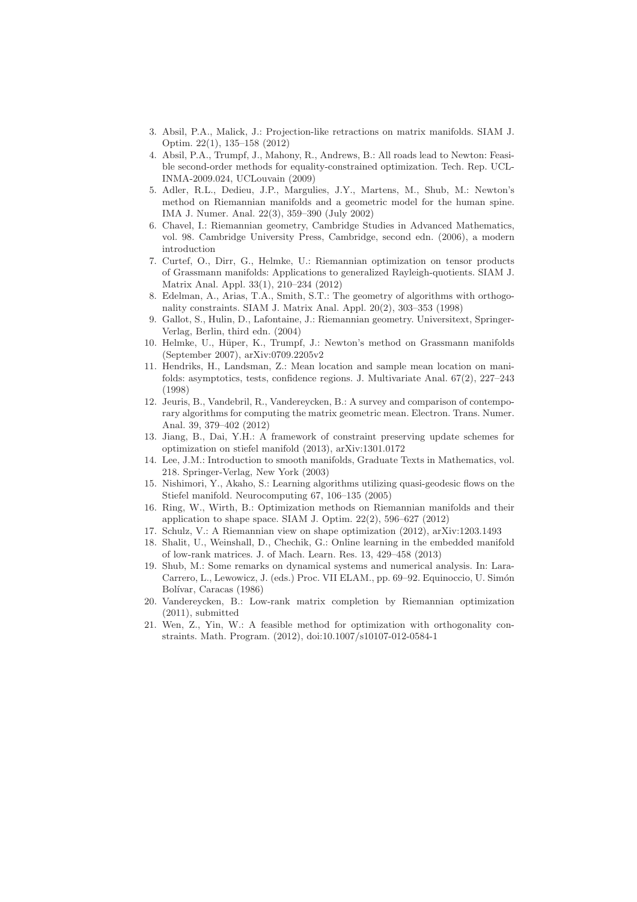3. Absil, P.A., Malick, J.: Projection-like retractions on matrix manifolds. SIAM J. Optim. 22(1), 135–158 (2012)
4. Absil, P.A., Trumpf, J., Mahony, R., Andrews, B.: All roads lead to Newton: Feasible second-order methods for equality-constrained optimization. Tech. Rep. UCL-INMA-2009.024, UCLouvain (2009)
5. Adler, R.L., Dedieu, J.P., Margulies, J.Y., Martens, M., Shub, M.: Newton's method on Riemannian manifolds and a geometric model for the human spine. IMA J. Numer. Anal. 22(3), 359–390 (July 2002)
6. Chavel, I.: Riemannian geometry, Cambridge Studies in Advanced Mathematics, vol. 98. Cambridge University Press, Cambridge, second edn. (2006), a modern introduction
7. Curtef, O., Dirr, G., Helmke, U.: Riemannian optimization on tensor products of Grassmann manifolds: Applications to generalized Rayleigh-quotients. SIAM J. Matrix Anal. Appl. 33(1), 210–234 (2012)
8. Edelman, A., Arias, T.A., Smith, S.T.: The geometry of algorithms with orthogonality constraints. SIAM J. Matrix Anal. Appl. 20(2), 303–353 (1998)
9. Gallot, S., Hulin, D., Lafontaine, J.: Riemannian geometry. Universitext, Springer-Verlag, Berlin, third edn. (2004)
10. Helmke, U., Hüper, K., Trumpf, J.: Newton's method on Grassmann manifolds (September 2007), arXiv:0709.2205v2
11. Hendriks, H., Landsman, Z.: Mean location and sample mean location on manifolds: asymptotics, tests, confidence regions. J. Multivariate Anal. 67(2), 227–243 (1998)
12. Jeuris, B., Vandebril, R., Vandereycken, B.: A survey and comparison of contemporary algorithms for computing the matrix geometric mean. Electron. Trans. Numer. Anal. 39, 379–402 (2012)
13. Jiang, B., Dai, Y.H.: A framework of constraint preserving update schemes for optimization on stiefel manifold (2013), arXiv:1301.0172
14. Lee, J.M.: Introduction to smooth manifolds, Graduate Texts in Mathematics, vol. 218. Springer-Verlag, New York (2003)
15. Nishimori, Y., Akaho, S.: Learning algorithms utilizing quasi-geodesic flows on the Stiefel manifold. Neurocomputing 67, 106–135 (2005)
16. Ring, W., Wirth, B.: Optimization methods on Riemannian manifolds and their application to shape space. SIAM J. Optim. 22(2), 596–627 (2012)
17. Schulz, V.: A Riemannian view on shape optimization (2012), arXiv:1203.1493
18. Shalit, U., Weinshall, D., Chechik, G.: Online learning in the embedded manifold of low-rank matrices. J. of Mach. Learn. Res. 13, 429–458 (2013)
19. Shub, M.: Some remarks on dynamical systems and numerical analysis. In: Lara-Carrero, L., Lewowicz, J. (eds.) Proc. VII ELAM., pp. 69–92. Equinoccio, U. Simón Bolívar, Caracas (1986)
20. Vandereycken, B.: Low-rank matrix completion by Riemannian optimization (2011), submitted
21. Wen, Z., Yin, W.: A feasible method for optimization with orthogonality constraints. Math. Program. (2012), doi:10.1007/s10107-012-0584-1